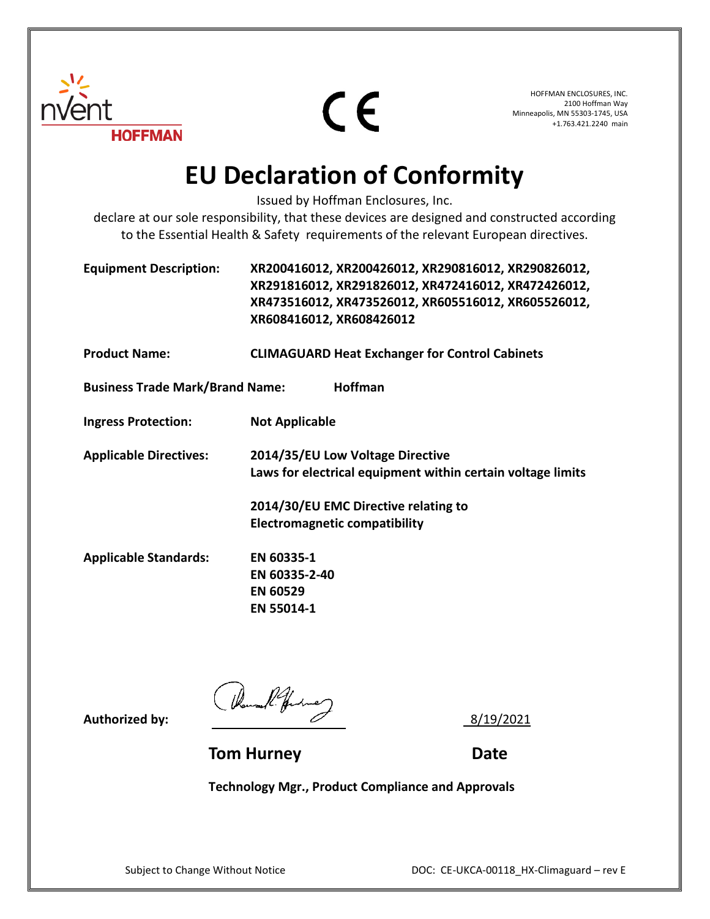HOFFMAN ENCLOSURES, INC.
2100 Hoffman Way
Minneapolis, MN 55303-1745, USA
+1.763.421.2240 main

# EU Declaration of Conformity

Issued by Hoffman Enclosures, Inc.
declare at our sole responsibility, that these devices are designed and constructed according to the Essential Health & Safety requirements of the relevant European directives.

**Equipment Description:** **XR200416012, XR200426012, XR290816012, XR290826012, XR291816012, XR291826012, XR472416012, XR472426012, XR473516012, XR473526012, XR605516012, XR605526012, XR608416012, XR608426012**

**Product Name:** **CLIMAGUARD Heat Exchanger for Control Cabinets**

**Business Trade Mark/Brand Name:** **Hoffman**

**Ingress Protection:** **Not Applicable**

**Applicable Directives:**
**2014/35/EU Low Voltage Directive**
**Laws for electrical equipment within certain voltage limits**

**2014/30/EU EMC Directive relating to**
**Electromagnetic compatibility**

**Applicable Standards:**
**EN 60335-1**
**EN 60335-2-40**
**EN 60529**
**EN 55014-1**

**Authorized by:** 8/19/2021

**Tom Hurney** **Date**

**Technology Mgr., Product Compliance and Approvals**

Subject to Change Without Notice

DOC: CE-UKCA-00118_HX-Climaguard – rev E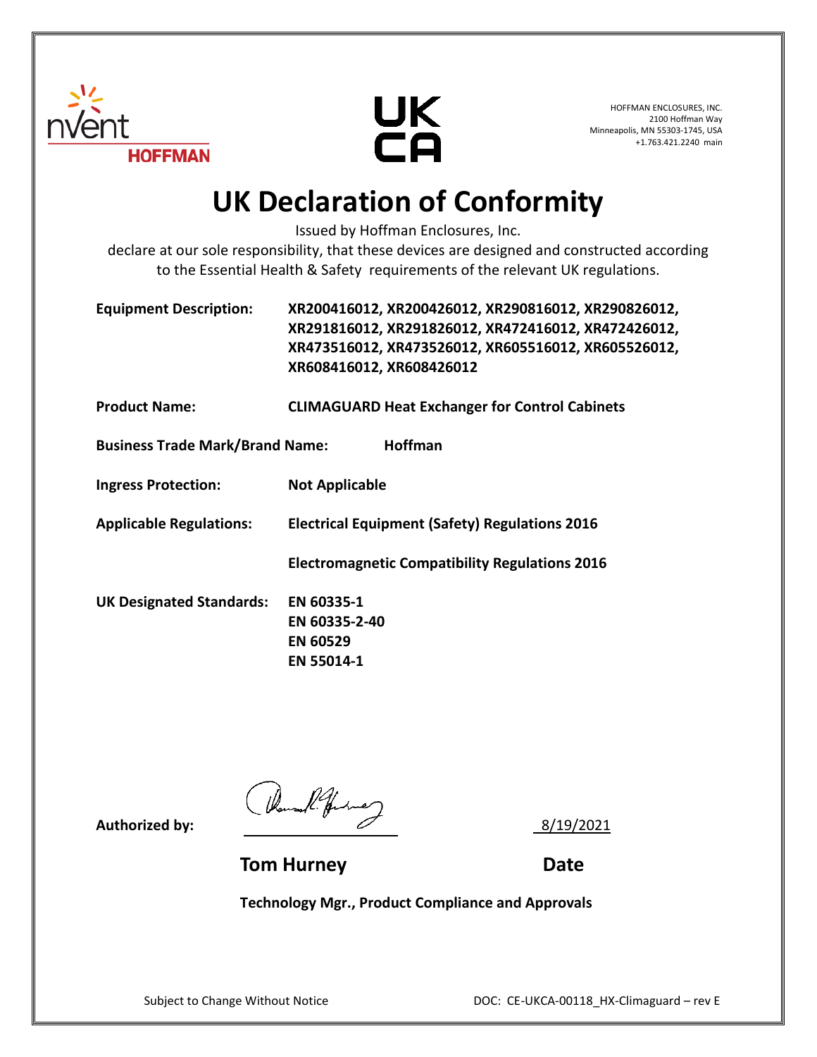nVent HOFFMAN

UK CA

HOFFMAN ENCLOSURES, INC.
2100 Hoffman Way
Minneapolis, MN 55303-1745, USA
+1.763.421.2240 main

# UK Declaration of Conformity

Issued by Hoffman Enclosures, Inc.
declare at our sole responsibility, that these devices are designed and constructed according to the Essential Health & Safety requirements of the relevant UK regulations.

**Equipment Description:** **XR200416012, XR200426012, XR290816012, XR290826012, XR291816012, XR291826012, XR472416012, XR472426012, XR473516012, XR473526012, XR605516012, XR605526012, XR608416012, XR608426012**

**Product Name:** **CLIMAGUARD Heat Exchanger for Control Cabinets**

**Business Trade Mark/Brand Name:** **Hoffman**

**Ingress Protection:** **Not Applicable**

**Applicable Regulations:** **Electrical Equipment (Safety) Regulations 2016**

**Electromagnetic Compatibility Regulations 2016**

**UK Designated Standards:** **EN 60335-1**
**EN 60335-2-40**
**EN 60529**
**EN 55014-1**

**Authorized by:** 8/19/2021

**Tom Hurney** **Date**

**Technology Mgr., Product Compliance and Approvals**

Subject to Change Without Notice DOC: CE-UKCA-00118_HX-Climaguard – rev E